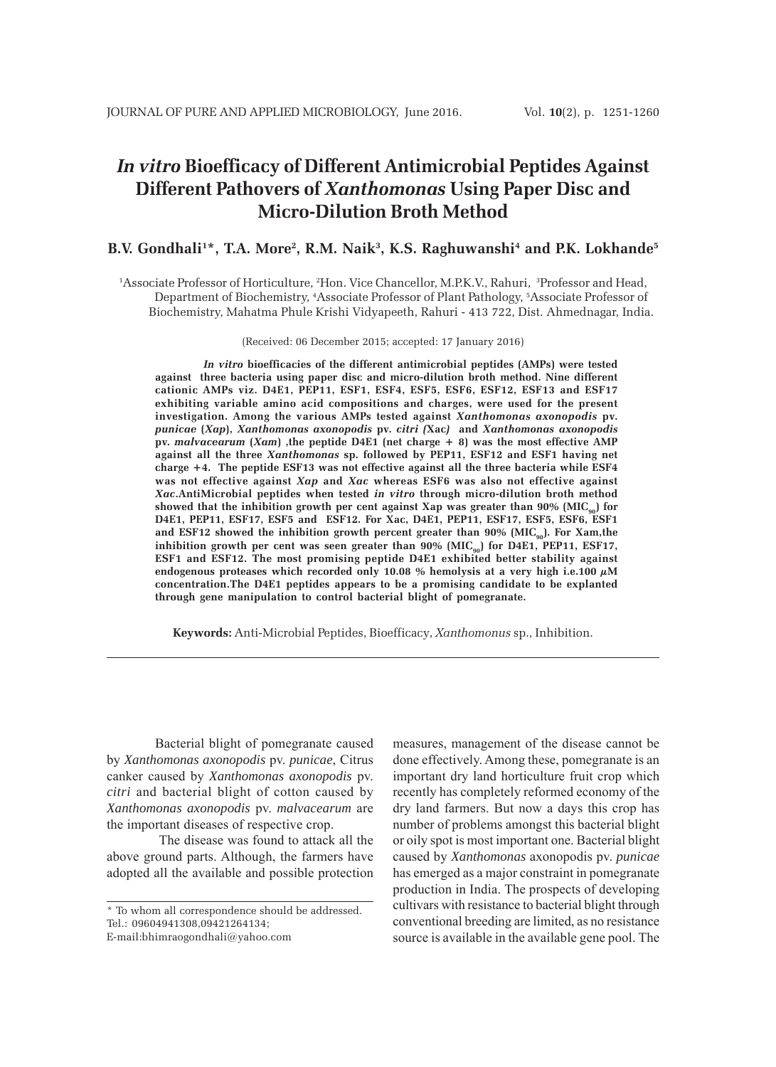# *In vitro* Bioefficacy of Different Antimicrobial Peptides Against Different Pathovers of *Xanthomonas* Using Paper Disc and Micro-Dilution Broth Method

**B.V. Gondhali[1]*, T.A. More[2], R.M. Naik[3], K.S. Raghuwanshi[4] and P.K. Lokhande[5]**

[1]Associate Professor of Horticulture, [2]Hon. Vice Chancellor, M.P.K.V., Rahuri, [3]Professor and Head, Department of Biochemistry, [4]Associate Professor of Plant Pathology, [5]Associate Professor of Biochemistry, Mahatma Phule Krishi Vidyapeeth, Rahuri - 413 722, Dist. Ahmednagar, India.

(Received: 06 December 2015; accepted: 17 January 2016)

***In vitro*** **bioefficacies of the different antimicrobial peptides (AMPs) were tested against three bacteria using paper disc and micro-dilution broth method. Nine different cationic AMPs viz. D4E1, PEP11, ESF1, ESF4, ESF5, ESF6, ESF12, ESF13 and ESF17 exhibiting variable amino acid compositions and charges, were used for the present investigation. Among the various AMPs tested against *Xanthomonas axonopodis* pv. *punicae* (*Xap*), *Xanthomonas axonopodis* pv. *citri (*Xac*)* and *Xanthomonas axonopodis* pv. *malvacearum* (*Xam*) ,the peptide D4E1 (net charge + 8) was the most effective AMP against all the three *Xanthomonas* sp. followed by PEP11, ESF12 and ESF1 having net charge +4. The peptide ESF13 was not effective against all the three bacteria while ESF4 was not effective against *Xap* and *Xac* whereas ESF6 was also not effective against *Xac*.AntiMicrobial peptides when tested *in vitro* through micro-dilution broth method showed that the inhibition growth per cent against Xap was greater than 90% ($MIC_{90}$) for D4E1, PEP11, ESF17, ESF5 and ESF12. For Xac, D4E1, PEP11, ESF17, ESF5, ESF6, ESF1 and ESF12 showed the inhibition growth percent greater than 90% ($MIC_{90}$). For Xam,the inhibition growth per cent was seen greater than 90% ($MIC_{90}$) for D4E1, PEP11, ESF17, ESF1 and ESF12. The most promising peptide D4E1 exhibited better stability against endogenous proteases which recorded only 10.08 % hemolysis at a very high i.e.100 $\mu$M concentration.The D4E1 peptides appears to be a promising candidate to be explanted through gene manipulation to control bacterial blight of pomegranate.**

**Keywords:** Anti-Microbial Peptides, Bioefficacy, *Xanthomonus* sp., Inhibition.

---

Bacterial blight of pomegranate caused by *Xanthomonas axonopodis* pv. *punicae*, Citrus canker caused by *Xanthomonas axonopodis* pv. *citri* and bacterial blight of cotton caused by *Xanthomonas axonopodis* pv. *malvacearum* are the important diseases of respective crop.

The disease was found to attack all the above ground parts. Although, the farmers have adopted all the available and possible protection measures, management of the disease cannot be done effectively. Among these, pomegranate is an important dry land horticulture fruit crop which recently has completely reformed economy of the dry land farmers. But now a days this crop has number of problems amongst this bacterial blight or oily spot is most important one. Bacterial blight caused by *Xanthomonas* axonopodis pv. *punicae* has emerged as a major constraint in pomegranate production in India. The prospects of developing cultivars with resistance to bacterial blight through conventional breeding are limited, as no resistance source is available in the available gene pool. The

---

\* To whom all correspondence should be addressed.
Tel.: 09604941308,09421264134;
E-mail:bhimraogondhali@yahoo.com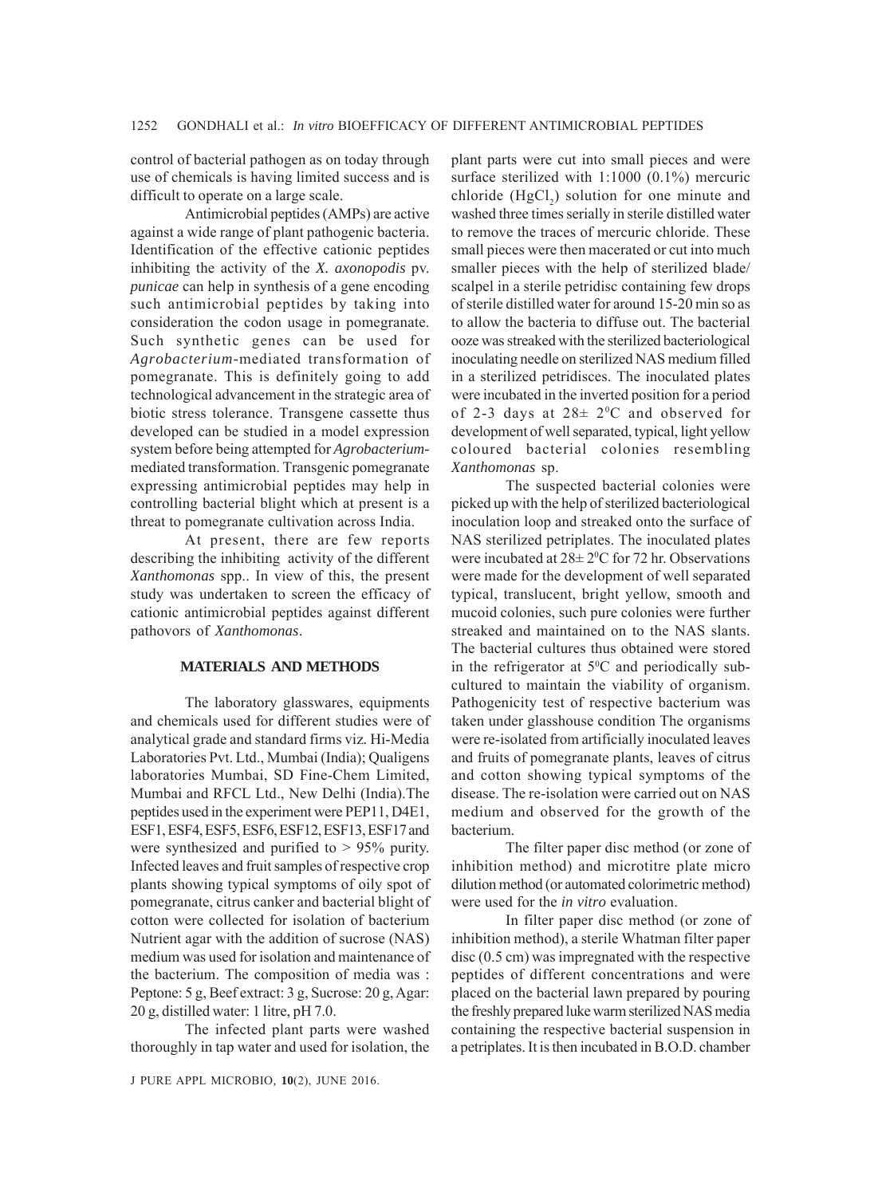control of bacterial pathogen as on today through use of chemicals is having limited success and is difficult to operate on a large scale.

Antimicrobial peptides (AMPs) are active against a wide range of plant pathogenic bacteria. Identification of the effective cationic peptides inhibiting the activity of the *X. axonopodis* pv. *punicae* can help in synthesis of a gene encoding such antimicrobial peptides by taking into consideration the codon usage in pomegranate. Such synthetic genes can be used for *Agrobacterium*-mediated transformation of pomegranate. This is definitely going to add technological advancement in the strategic area of biotic stress tolerance. Transgene cassette thus developed can be studied in a model expression system before being attempted for *Agrobacterium*-mediated transformation. Transgenic pomegranate expressing antimicrobial peptides may help in controlling bacterial blight which at present is a threat to pomegranate cultivation across India.

At present, there are few reports describing the inhibiting activity of the different *Xanthomonas* spp.. In view of this, the present study was undertaken to screen the efficacy of cationic antimicrobial peptides against different pathovors of *Xanthomonas*.

## MATERIALS AND METHODS

The laboratory glasswares, equipments and chemicals used for different studies were of analytical grade and standard firms viz. Hi-Media Laboratories Pvt. Ltd., Mumbai (India); Qualigens laboratories Mumbai, SD Fine-Chem Limited, Mumbai and RFCL Ltd., New Delhi (India).The peptides used in the experiment were PEP11, D4E1, ESF1, ESF4, ESF5, ESF6, ESF12, ESF13, ESF17 and were synthesized and purified to > 95% purity. Infected leaves and fruit samples of respective crop plants showing typical symptoms of oily spot of pomegranate, citrus canker and bacterial blight of cotton were collected for isolation of bacterium Nutrient agar with the addition of sucrose (NAS) medium was used for isolation and maintenance of the bacterium. The composition of media was : Peptone: 5 g, Beef extract: 3 g, Sucrose: 20 g, Agar: 20 g, distilled water: 1 litre, pH 7.0.

The infected plant parts were washed thoroughly in tap water and used for isolation, the plant parts were cut into small pieces and were surface sterilized with 1:1000 (0.1%) mercuric chloride ($HgCl_2$) solution for one minute and washed three times serially in sterile distilled water to remove the traces of mercuric chloride. These small pieces were then macerated or cut into much smaller pieces with the help of sterilized blade/ scalpel in a sterile petridisc containing few drops of sterile distilled water for around 15-20 min so as to allow the bacteria to diffuse out. The bacterial ooze was streaked with the sterilized bacteriological inoculating needle on sterilized NAS medium filled in a sterilized petridisces. The inoculated plates were incubated in the inverted position for a period of 2-3 days at $28\pm 2^0$C and observed for development of well separated, typical, light yellow coloured bacterial colonies resembling *Xanthomonas* sp.

The suspected bacterial colonies were picked up with the help of sterilized bacteriological inoculation loop and streaked onto the surface of NAS sterilized petriplates. The inoculated plates were incubated at $28\pm 2^0$C for 72 hr. Observations were made for the development of well separated typical, translucent, bright yellow, smooth and mucoid colonies, such pure colonies were further streaked and maintained on to the NAS slants. The bacterial cultures thus obtained were stored in the refrigerator at $5^0$C and periodically sub-cultured to maintain the viability of organism. Pathogenicity test of respective bacterium was taken under glasshouse condition The organisms were re-isolated from artificially inoculated leaves and fruits of pomegranate plants, leaves of citrus and cotton showing typical symptoms of the disease. The re-isolation were carried out on NAS medium and observed for the growth of the bacterium.

The filter paper disc method (or zone of inhibition method) and microtitre plate micro dilution method (or automated colorimetric method) were used for the *in vitro* evaluation.

In filter paper disc method (or zone of inhibition method), a sterile Whatman filter paper disc (0.5 cm) was impregnated with the respective peptides of different concentrations and were placed on the bacterial lawn prepared by pouring the freshly prepared luke warm sterilized NAS media containing the respective bacterial suspension in a petriplates. It is then incubated in B.O.D. chamber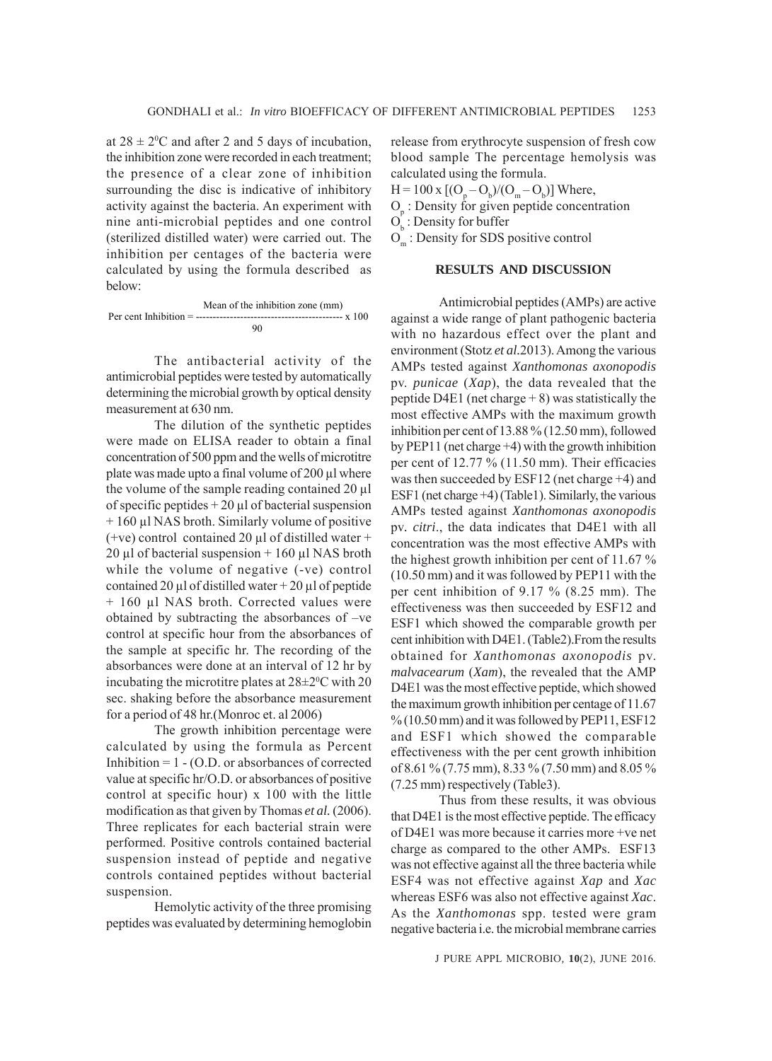at $28 \pm 2^0$C and after 2 and 5 days of incubation, the inhibition zone were recorded in each treatment; the presence of a clear zone of inhibition surrounding the disc is indicative of inhibitory activity against the bacteria. An experiment with nine anti-microbial peptides and one control (sterilized distilled water) were carried out. The inhibition per centages of the bacteria were calculated by using the formula described as below:

$$\text{Per cent Inhibition} = \frac{\text{Mean of the inhibition zone (mm)}}{90} \times 100$$

The antibacterial activity of the antimicrobial peptides were tested by automatically determining the microbial growth by optical density measurement at 630 nm.

The dilution of the synthetic peptides were made on ELISA reader to obtain a final concentration of 500 ppm and the wells of microtitre plate was made upto a final volume of 200 µl where the volume of the sample reading contained 20 µl of specific peptides + 20 µl of bacterial suspension + 160 µl NAS broth. Similarly volume of positive (+ve) control contained 20 µl of distilled water + 20 µl of bacterial suspension + 160 µl NAS broth while the volume of negative (-ve) control contained 20 µl of distilled water + 20 µl of peptide + 160 µl NAS broth. Corrected values were obtained by subtracting the absorbances of –ve control at specific hour from the absorbances of the sample at specific hr. The recording of the absorbances were done at an interval of 12 hr by incubating the microtitre plates at $28 \pm 2^0$C with 20 sec. shaking before the absorbance measurement for a period of 48 hr.(Monroc et. al 2006)

The growth inhibition percentage were calculated by using the formula as Percent Inhibition = 1 - (O.D. or absorbances of corrected value at specific hr/O.D. or absorbances of positive control at specific hour) x 100 with the little modification as that given by Thomas *et al.* (2006). Three replicates for each bacterial strain were performed. Positive controls contained bacterial suspension instead of peptide and negative controls contained peptides without bacterial suspension.

Hemolytic activity of the three promising peptides was evaluated by determining hemoglobin release from erythrocyte suspension of fresh cow blood sample The percentage hemolysis was calculated using the formula.

$H = 100 \times [(O_p - O_b)/(O_m - O_b)]$ Where,

$O_p$ : Density for given peptide concentration

$O_b$ : Density for buffer

$O_m$ : Density for SDS positive control

## RESULTS AND DISCUSSION

Antimicrobial peptides (AMPs) are active against a wide range of plant pathogenic bacteria with no hazardous effect over the plant and environment (Stotz *et al.*2013). Among the various AMPs tested against *Xanthomonas axonopodis* pv. *punicae* (*Xap*), the data revealed that the peptide D4E1 (net charge + 8) was statistically the most effective AMPs with the maximum growth inhibition per cent of 13.88 % (12.50 mm), followed by PEP11 (net charge +4) with the growth inhibition per cent of 12.77 % (11.50 mm). Their efficacies was then succeeded by ESF12 (net charge +4) and ESF1 (net charge +4) (Table1). Similarly, the various AMPs tested against *Xanthomonas axonopodis* pv. *citri*., the data indicates that D4E1 with all concentration was the most effective AMPs with the highest growth inhibition per cent of 11.67 % (10.50 mm) and it was followed by PEP11 with the per cent inhibition of 9.17 % (8.25 mm). The effectiveness was then succeeded by ESF12 and ESF1 which showed the comparable growth per cent inhibition with D4E1. (Table2).From the results obtained for *Xanthomonas axonopodis* pv. *malvacearum* (*Xam*), the revealed that the AMP D4E1 was the most effective peptide, which showed the maximum growth inhibition per centage of 11.67 % (10.50 mm) and it was followed by PEP11, ESF12 and ESF1 which showed the comparable effectiveness with the per cent growth inhibition of 8.61 % (7.75 mm), 8.33 % (7.50 mm) and 8.05 % (7.25 mm) respectively (Table3).

Thus from these results, it was obvious that D4E1 is the most effective peptide. The efficacy of D4E1 was more because it carries more +ve net charge as compared to the other AMPs. ESF13 was not effective against all the three bacteria while ESF4 was not effective against *Xap* and *Xac* whereas ESF6 was also not effective against *Xac*. As the *Xanthomonas* spp. tested were gram negative bacteria i.e. the microbial membrane carries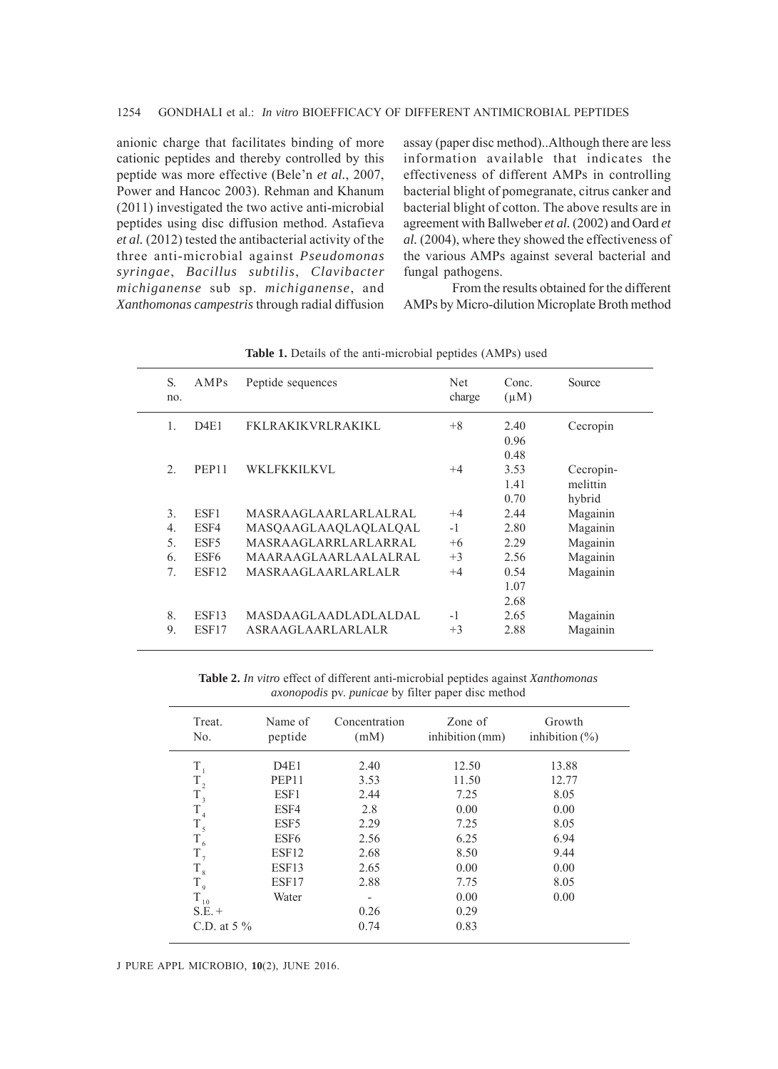anionic charge that facilitates binding of more cationic peptides and thereby controlled by this peptide was more effective (Bele'n *et al.*, 2007, Power and Hancoc 2003). Rehman and Khanum (2011) investigated the two active anti-microbial peptides using disc diffusion method. Astafieva *et al.* (2012) tested the antibacterial activity of the three anti-microbial against *Pseudomonas syringae*, *Bacillus subtilis*, *Clavibacter michiganense* sub sp. *michiganense*, and *Xanthomonas campestris* through radial diffusion assay (paper disc method)..Although there are less information available that indicates the effectiveness of different AMPs in controlling bacterial blight of pomegranate, citrus canker and bacterial blight of cotton. The above results are in agreement with Ballweber *et al.* (2002) and Oard *et al.* (2004), where they showed the effectiveness of the various AMPs against several bacterial and fungal pathogens.

From the results obtained for the different AMPs by Micro-dilution Microplate Broth method

**Table 1.** Details of the anti-microbial peptides (AMPs) used

| S. no. | AMPs | Peptide sequences | Net charge | Conc. (μM) | Source |
|---|---|---|---|---|---|
| 1. | D4E1 | FKLRAKIKVRLRAKIKL | +8 | 2.40<br>0.96<br>0.48 | Cecropin |
| 2. | PEP11 | WKLFKKILKVL | +4 | 3.53<br>1.41<br>0.70 | Cecropin-melittin hybrid |
| 3. | ESF1 | MASRAAGLAARLARLALRAL | +4 | 2.44 | Magainin |
| 4. | ESF4 | MASQAAGLAAQLAQLALQAL | -1 | 2.80 | Magainin |
| 5. | ESF5 | MASRAAGLARRLARLARRAL | +6 | 2.29 | Magainin |
| 6. | ESF6 | MAARAAGLAARLAALALRAL | +3 | 2.56 | Magainin |
| 7. | ESF12 | MASRAAGLAARLARLALR | +4 | 0.54<br>1.07<br>2.68 | Magainin |
| 8. | ESF13 | MASDAAGLAADLADLALDAL | -1 | 2.65 | Magainin |
| 9. | ESF17 | ASRAAGLAARLARLALR | +3 | 2.88 | Magainin |

**Table 2.** *In vitro* effect of different anti-microbial peptides against *Xanthomonas axonopodis* pv. *punicae* by filter paper disc method

| Treat. No. | Name of peptide | Concentration (mM) | Zone of inhibition (mm) | Growth inhibition (%) |
|---|---|---|---|---|
| $T_1$ | D4E1 | 2.40 | 12.50 | 13.88 |
| $T_2$ | PEP11 | 3.53 | 11.50 | 12.77 |
| $T_3$ | ESF1 | 2.44 | 7.25 | 8.05 |
| $T_4$ | ESF4 | 2.8 | 0.00 | 0.00 |
| $T_5$ | ESF5 | 2.29 | 7.25 | 8.05 |
| $T_6$ | ESF6 | 2.56 | 6.25 | 6.94 |
| $T_7$ | ESF12 | 2.68 | 8.50 | 9.44 |
| $T_8$ | ESF13 | 2.65 | 0.00 | 0.00 |
| $T_9$ | ESF17 | 2.88 | 7.75 | 8.05 |
| $T_{10}$ | Water | - | 0.00 | 0.00 |
| S.E. + | | 0.26 | 0.29 | |
| C.D. at 5 % | | 0.74 | 0.83 | |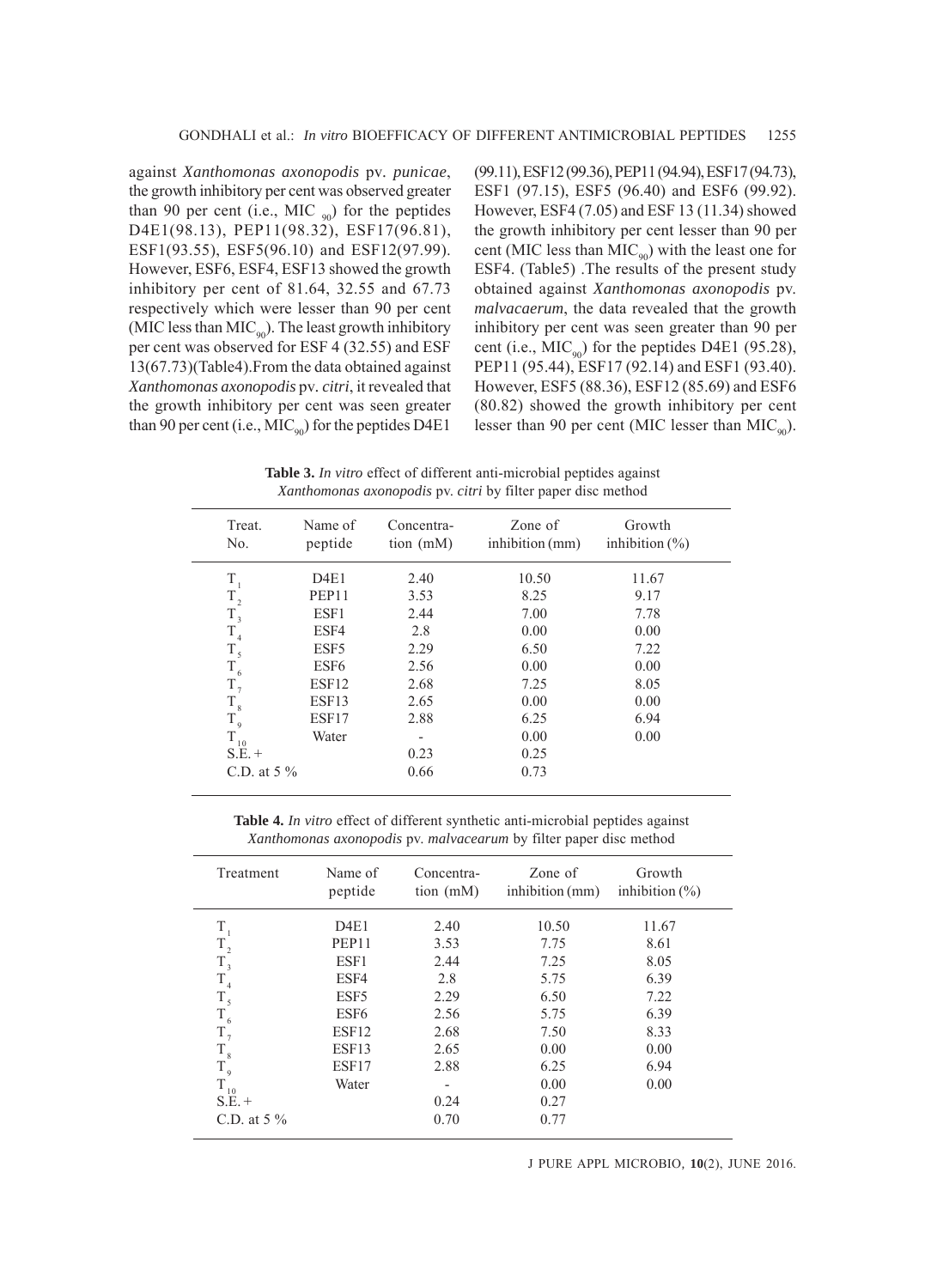against *Xanthomonas axonopodis* pv. *punicae*, the growth inhibitory per cent was observed greater than 90 per cent (i.e., MIC $_{90}$) for the peptides D4E1(98.13), PEP11(98.32), ESF17(96.81), ESF1(93.55), ESF5(96.10) and ESF12(97.99). However, ESF6, ESF4, ESF13 showed the growth inhibitory per cent of 81.64, 32.55 and 67.73 respectively which were lesser than 90 per cent (MIC less than MIC$_{90}$). The least growth inhibitory per cent was observed for ESF 4 (32.55) and ESF 13(67.73)(Table4).From the data obtained against *Xanthomonas axonopodis* pv. *citri*, it revealed that the growth inhibitory per cent was seen greater than 90 per cent (i.e., MIC$_{90}$) for the peptides D4E1 (99.11), ESF12 (99.36), PEP11 (94.94), ESF17 (94.73), ESF1 (97.15), ESF5 (96.40) and ESF6 (99.92). However, ESF4 (7.05) and ESF 13 (11.34) showed the growth inhibitory per cent lesser than 90 per cent (MIC less than MIC$_{90}$) with the least one for ESF4. (Table5) .The results of the present study obtained against *Xanthomonas axonopodis* pv. *malvacaerum*, the data revealed that the growth inhibitory per cent was seen greater than 90 per cent (i.e., MIC$_{90}$) for the peptides D4E1 (95.28), PEP11 (95.44), ESF17 (92.14) and ESF1 (93.40). However, ESF5 (88.36), ESF12 (85.69) and ESF6 (80.82) showed the growth inhibitory per cent lesser than 90 per cent (MIC lesser than MIC$_{90}$).

**Table 3.** *In vitro* effect of different anti-microbial peptides against *Xanthomonas axonopodis* pv. *citri* by filter paper disc method

| Treat. No. | Name of peptide | Concentra-tion (mM) | Zone of inhibition (mm) | Growth inhibition (%) |
|---|---|---|---|---|
| $T_1$ | D4E1 | 2.40 | 10.50 | 11.67 |
| $T_2$ | PEP11 | 3.53 | 8.25 | 9.17 |
| $T_3$ | ESF1 | 2.44 | 7.00 | 7.78 |
| $T_4$ | ESF4 | 2.8 | 0.00 | 0.00 |
| $T_5$ | ESF5 | 2.29 | 6.50 | 7.22 |
| $T_6$ | ESF6 | 2.56 | 0.00 | 0.00 |
| $T_7$ | ESF12 | 2.68 | 7.25 | 8.05 |
| $T_8$ | ESF13 | 2.65 | 0.00 | 0.00 |
| $T_9$ | ESF17 | 2.88 | 6.25 | 6.94 |
| $T_{10}$ | Water | - | 0.00 | 0.00 |
| S.E. + | | 0.23 | 0.25 | |
| C.D. at 5 % | | 0.66 | 0.73 | |

**Table 4.** *In vitro* effect of different synthetic anti-microbial peptides against *Xanthomonas axonopodis* pv. *malvacearum* by filter paper disc method

| Treatment | Name of peptide | Concentra-tion (mM) | Zone of inhibition (mm) | Growth inhibition (%) |
|---|---|---|---|---|
| $T_1$ | D4E1 | 2.40 | 10.50 | 11.67 |
| $T_2$ | PEP11 | 3.53 | 7.75 | 8.61 |
| $T_3$ | ESF1 | 2.44 | 7.25 | 8.05 |
| $T_4$ | ESF4 | 2.8 | 5.75 | 6.39 |
| $T_5$ | ESF5 | 2.29 | 6.50 | 7.22 |
| $T_6$ | ESF6 | 2.56 | 5.75 | 6.39 |
| $T_7$ | ESF12 | 2.68 | 7.50 | 8.33 |
| $T_8$ | ESF13 | 2.65 | 0.00 | 0.00 |
| $T_9$ | ESF17 | 2.88 | 6.25 | 6.94 |
| $T_{10}$ | Water | - | 0.00 | 0.00 |
| S.E. + | | 0.24 | 0.27 | |
| C.D. at 5 % | | 0.70 | 0.77 | |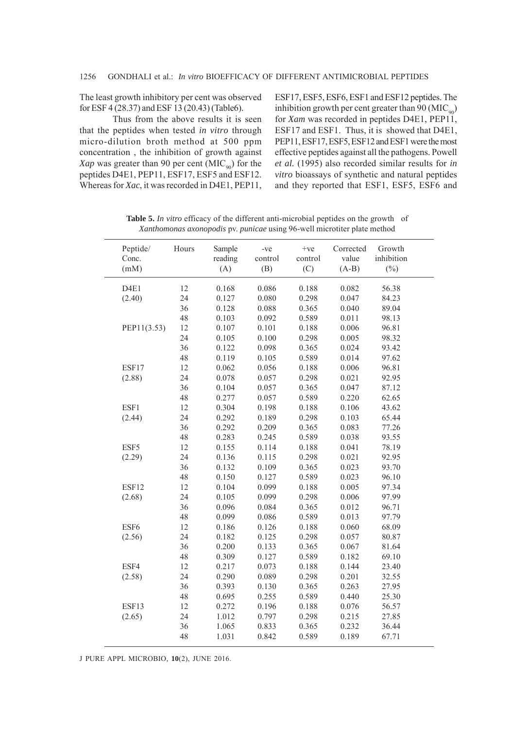The least growth inhibitory per cent was observed for ESF 4 (28.37) and ESF 13 (20.43) (Table6).

Thus from the above results it is seen that the peptides when tested *in vitro* through micro-dilution broth method at 500 ppm concentration , the inhibition of growth against *Xap* was greater than 90 per cent ($MIC_{90}$) for the peptides D4E1, PEP11, ESF17, ESF5 and ESF12. Whereas for *Xac*, it was recorded in D4E1, PEP11, ESF17, ESF5, ESF6, ESF1 and ESF12 peptides. The inhibition growth per cent greater than 90 ($MIC_{90}$) for *Xam* was recorded in peptides D4E1, PEP11, ESF17 and ESF1. Thus, it is showed that D4E1, PEP11, ESF17, ESF5, ESF12 and ESF1 were the most effective peptides against all the pathogens. Powell *et al.* (1995) also recorded similar results for *in vitro* bioassays of synthetic and natural peptides and they reported that ESF1, ESF5, ESF6 and

**Table 5.** *In vitro* efficacy of the different anti-microbial peptides on the growth of *Xanthomonas axonopodis* pv. *punicae* using 96-well microtiter plate method

| Peptide/ Conc. (mM) | Hours | Sample reading (A) | -ve control (B) | +ve control (C) | Corrected value (A-B) | Growth inhibition (%) |
|---|---|---|---|---|---|---|
| D4E1 | 12 | 0.168 | 0.086 | 0.188 | 0.082 | 56.38 |
| (2.40) | 24 | 0.127 | 0.080 | 0.298 | 0.047 | 84.23 |
| | 36 | 0.128 | 0.088 | 0.365 | 0.040 | 89.04 |
| | 48 | 0.103 | 0.092 | 0.589 | 0.011 | 98.13 |
| PEP11(3.53) | 12 | 0.107 | 0.101 | 0.188 | 0.006 | 96.81 |
| | 24 | 0.105 | 0.100 | 0.298 | 0.005 | 98.32 |
| | 36 | 0.122 | 0.098 | 0.365 | 0.024 | 93.42 |
| | 48 | 0.119 | 0.105 | 0.589 | 0.014 | 97.62 |
| ESF17 | 12 | 0.062 | 0.056 | 0.188 | 0.006 | 96.81 |
| (2.88) | 24 | 0.078 | 0.057 | 0.298 | 0.021 | 92.95 |
| | 36 | 0.104 | 0.057 | 0.365 | 0.047 | 87.12 |
| | 48 | 0.277 | 0.057 | 0.589 | 0.220 | 62.65 |
| ESF1 | 12 | 0.304 | 0.198 | 0.188 | 0.106 | 43.62 |
| (2.44) | 24 | 0.292 | 0.189 | 0.298 | 0.103 | 65.44 |
| | 36 | 0.292 | 0.209 | 0.365 | 0.083 | 77.26 |
| | 48 | 0.283 | 0.245 | 0.589 | 0.038 | 93.55 |
| ESF5 | 12 | 0.155 | 0.114 | 0.188 | 0.041 | 78.19 |
| (2.29) | 24 | 0.136 | 0.115 | 0.298 | 0.021 | 92.95 |
| | 36 | 0.132 | 0.109 | 0.365 | 0.023 | 93.70 |
| | 48 | 0.150 | 0.127 | 0.589 | 0.023 | 96.10 |
| ESF12 | 12 | 0.104 | 0.099 | 0.188 | 0.005 | 97.34 |
| (2.68) | 24 | 0.105 | 0.099 | 0.298 | 0.006 | 97.99 |
| | 36 | 0.096 | 0.084 | 0.365 | 0.012 | 96.71 |
| | 48 | 0.099 | 0.086 | 0.589 | 0.013 | 97.79 |
| ESF6 | 12 | 0.186 | 0.126 | 0.188 | 0.060 | 68.09 |
| (2.56) | 24 | 0.182 | 0.125 | 0.298 | 0.057 | 80.87 |
| | 36 | 0.200 | 0.133 | 0.365 | 0.067 | 81.64 |
| | 48 | 0.309 | 0.127 | 0.589 | 0.182 | 69.10 |
| ESF4 | 12 | 0.217 | 0.073 | 0.188 | 0.144 | 23.40 |
| (2.58) | 24 | 0.290 | 0.089 | 0.298 | 0.201 | 32.55 |
| | 36 | 0.393 | 0.130 | 0.365 | 0.263 | 27.95 |
| | 48 | 0.695 | 0.255 | 0.589 | 0.440 | 25.30 |
| ESF13 | 12 | 0.272 | 0.196 | 0.188 | 0.076 | 56.57 |
| (2.65) | 24 | 1.012 | 0.797 | 0.298 | 0.215 | 27.85 |
| | 36 | 1.065 | 0.833 | 0.365 | 0.232 | 36.44 |
| | 48 | 1.031 | 0.842 | 0.589 | 0.189 | 67.71 |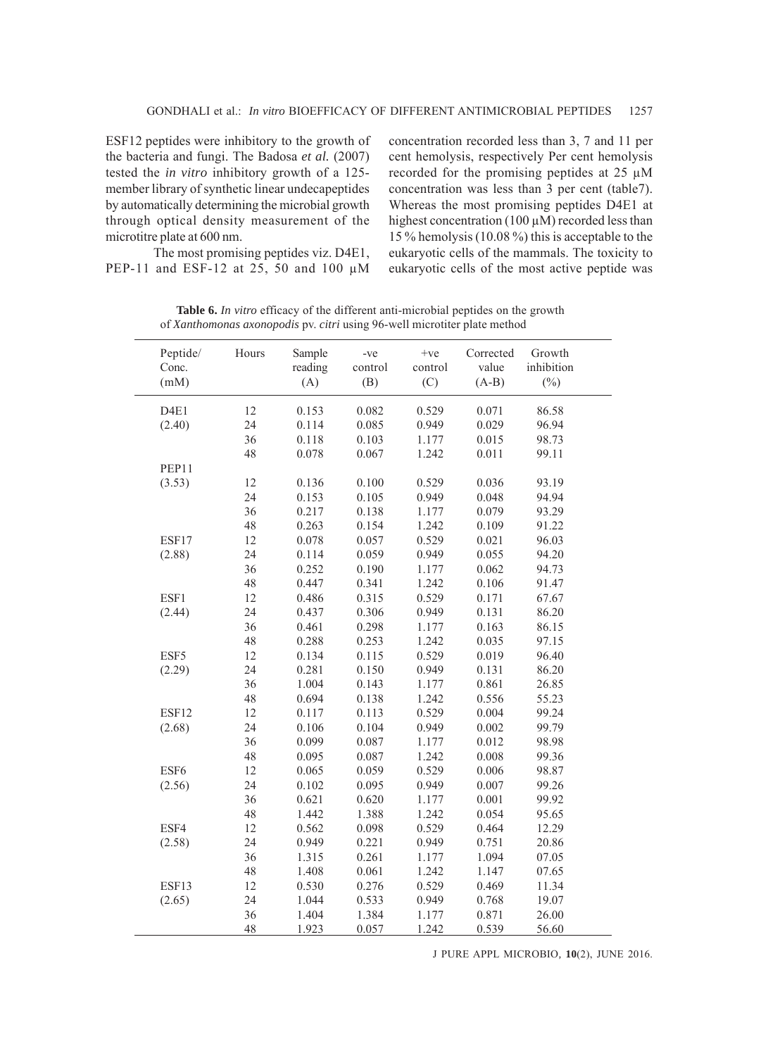ESF12 peptides were inhibitory to the growth of the bacteria and fungi. The Badosa *et al.* (2007) tested the *in vitro* inhibitory growth of a 125-member library of synthetic linear undecapeptides by automatically determining the microbial growth through optical density measurement of the microtitre plate at 600 nm.

The most promising peptides viz. D4E1, PEP-11 and ESF-12 at 25, 50 and 100 µM concentration recorded less than 3, 7 and 11 per cent hemolysis, respectively Per cent hemolysis recorded for the promising peptides at 25 µM concentration was less than 3 per cent (table7). Whereas the most promising peptides D4E1 at highest concentration (100 µM) recorded less than 15 % hemolysis (10.08 %) this is acceptable to the eukaryotic cells of the mammals. The toxicity to eukaryotic cells of the most active peptide was

**Table 6.** *In vitro* efficacy of the different anti-microbial peptides on the growth of *Xanthomonas axonopodis* pv. *citri* using 96-well microtiter plate method

| Peptide/ Conc. (mM) | Hours | Sample reading (A) | -ve control (B) | +ve control (C) | Corrected value (A-B) | Growth inhibition (%) |
|---|---|---|---|---|---|---|
| D4E1 | 12 | 0.153 | 0.082 | 0.529 | 0.071 | 86.58 |
| (2.40) | 24 | 0.114 | 0.085 | 0.949 | 0.029 | 96.94 |
| | 36 | 0.118 | 0.103 | 1.177 | 0.015 | 98.73 |
| | 48 | 0.078 | 0.067 | 1.242 | 0.011 | 99.11 |
| PEP11 | | | | | | |
| (3.53) | 12 | 0.136 | 0.100 | 0.529 | 0.036 | 93.19 |
| | 24 | 0.153 | 0.105 | 0.949 | 0.048 | 94.94 |
| | 36 | 0.217 | 0.138 | 1.177 | 0.079 | 93.29 |
| | 48 | 0.263 | 0.154 | 1.242 | 0.109 | 91.22 |
| ESF17 | 12 | 0.078 | 0.057 | 0.529 | 0.021 | 96.03 |
| (2.88) | 24 | 0.114 | 0.059 | 0.949 | 0.055 | 94.20 |
| | 36 | 0.252 | 0.190 | 1.177 | 0.062 | 94.73 |
| | 48 | 0.447 | 0.341 | 1.242 | 0.106 | 91.47 |
| ESF1 | 12 | 0.486 | 0.315 | 0.529 | 0.171 | 67.67 |
| (2.44) | 24 | 0.437 | 0.306 | 0.949 | 0.131 | 86.20 |
| | 36 | 0.461 | 0.298 | 1.177 | 0.163 | 86.15 |
| | 48 | 0.288 | 0.253 | 1.242 | 0.035 | 97.15 |
| ESF5 | 12 | 0.134 | 0.115 | 0.529 | 0.019 | 96.40 |
| (2.29) | 24 | 0.281 | 0.150 | 0.949 | 0.131 | 86.20 |
| | 36 | 1.004 | 0.143 | 1.177 | 0.861 | 26.85 |
| | 48 | 0.694 | 0.138 | 1.242 | 0.556 | 55.23 |
| ESF12 | 12 | 0.117 | 0.113 | 0.529 | 0.004 | 99.24 |
| (2.68) | 24 | 0.106 | 0.104 | 0.949 | 0.002 | 99.79 |
| | 36 | 0.099 | 0.087 | 1.177 | 0.012 | 98.98 |
| | 48 | 0.095 | 0.087 | 1.242 | 0.008 | 99.36 |
| ESF6 | 12 | 0.065 | 0.059 | 0.529 | 0.006 | 98.87 |
| (2.56) | 24 | 0.102 | 0.095 | 0.949 | 0.007 | 99.26 |
| | 36 | 0.621 | 0.620 | 1.177 | 0.001 | 99.92 |
| | 48 | 1.442 | 1.388 | 1.242 | 0.054 | 95.65 |
| ESF4 | 12 | 0.562 | 0.098 | 0.529 | 0.464 | 12.29 |
| (2.58) | 24 | 0.949 | 0.221 | 0.949 | 0.751 | 20.86 |
| | 36 | 1.315 | 0.261 | 1.177 | 1.094 | 07.05 |
| | 48 | 1.408 | 0.061 | 1.242 | 1.147 | 07.65 |
| ESF13 | 12 | 0.530 | 0.276 | 0.529 | 0.469 | 11.34 |
| (2.65) | 24 | 1.044 | 0.533 | 0.949 | 0.768 | 19.07 |
| | 36 | 1.404 | 1.384 | 1.177 | 0.871 | 26.00 |
| | 48 | 1.923 | 0.057 | 1.242 | 0.539 | 56.60 |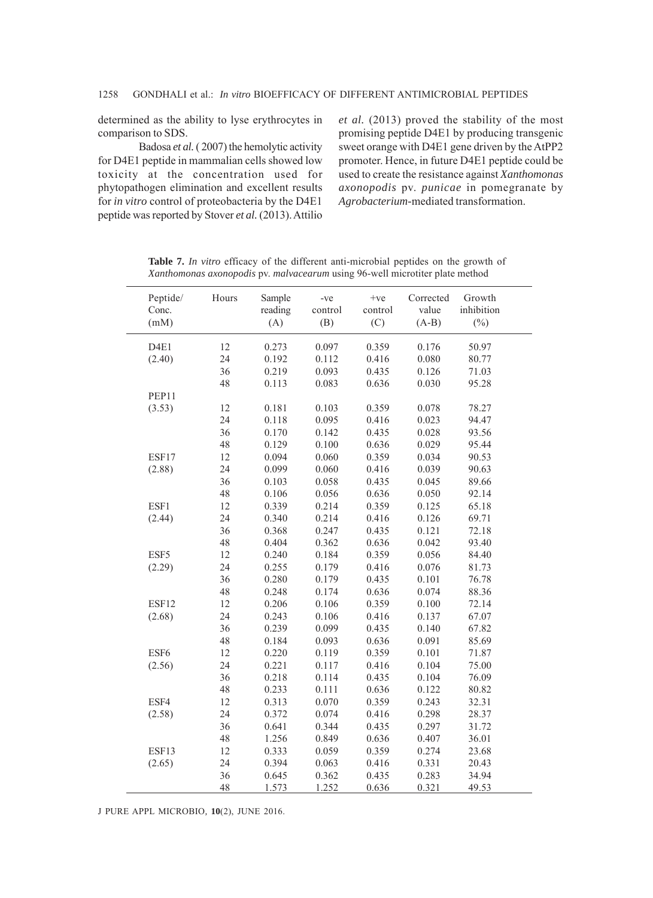determined as the ability to lyse erythrocytes in comparison to SDS.

Badosa *et al.* ( 2007) the hemolytic activity for D4E1 peptide in mammalian cells showed low toxicity at the concentration used for phytopathogen elimination and excellent results for *in vitro* control of proteobacteria by the D4E1 peptide was reported by Stover *et al.* (2013). Attilio *et al.* (2013) proved the stability of the most promising peptide D4E1 by producing transgenic sweet orange with D4E1 gene driven by the AtPP2 promoter. Hence, in future D4E1 peptide could be used to create the resistance against *Xanthomonas axonopodis* pv. *punicae* in pomegranate by *Agrobacterium*-mediated transformation.

**Table 7.** *In vitro* efficacy of the different anti-microbial peptides on the growth of *Xanthomonas axonopodis* pv. *malvacearum* using 96-well microtiter plate method

| Peptide/ Conc. (mM) | Hours | Sample reading (A) | -ve control (B) | +ve control (C) | Corrected value (A-B) | Growth inhibition (%) |
|---|---|---|---|---|---|---|
| D4E1 | 12 | 0.273 | 0.097 | 0.359 | 0.176 | 50.97 |
| (2.40) | 24 | 0.192 | 0.112 | 0.416 | 0.080 | 80.77 |
| | 36 | 0.219 | 0.093 | 0.435 | 0.126 | 71.03 |
| | 48 | 0.113 | 0.083 | 0.636 | 0.030 | 95.28 |
| PEP11 | | | | | | |
| (3.53) | 12 | 0.181 | 0.103 | 0.359 | 0.078 | 78.27 |
| | 24 | 0.118 | 0.095 | 0.416 | 0.023 | 94.47 |
| | 36 | 0.170 | 0.142 | 0.435 | 0.028 | 93.56 |
| | 48 | 0.129 | 0.100 | 0.636 | 0.029 | 95.44 |
| ESF17 | 12 | 0.094 | 0.060 | 0.359 | 0.034 | 90.53 |
| (2.88) | 24 | 0.099 | 0.060 | 0.416 | 0.039 | 90.63 |
| | 36 | 0.103 | 0.058 | 0.435 | 0.045 | 89.66 |
| | 48 | 0.106 | 0.056 | 0.636 | 0.050 | 92.14 |
| ESF1 | 12 | 0.339 | 0.214 | 0.359 | 0.125 | 65.18 |
| (2.44) | 24 | 0.340 | 0.214 | 0.416 | 0.126 | 69.71 |
| | 36 | 0.368 | 0.247 | 0.435 | 0.121 | 72.18 |
| | 48 | 0.404 | 0.362 | 0.636 | 0.042 | 93.40 |
| ESF5 | 12 | 0.240 | 0.184 | 0.359 | 0.056 | 84.40 |
| (2.29) | 24 | 0.255 | 0.179 | 0.416 | 0.076 | 81.73 |
| | 36 | 0.280 | 0.179 | 0.435 | 0.101 | 76.78 |
| | 48 | 0.248 | 0.174 | 0.636 | 0.074 | 88.36 |
| ESF12 | 12 | 0.206 | 0.106 | 0.359 | 0.100 | 72.14 |
| (2.68) | 24 | 0.243 | 0.106 | 0.416 | 0.137 | 67.07 |
| | 36 | 0.239 | 0.099 | 0.435 | 0.140 | 67.82 |
| | 48 | 0.184 | 0.093 | 0.636 | 0.091 | 85.69 |
| ESF6 | 12 | 0.220 | 0.119 | 0.359 | 0.101 | 71.87 |
| (2.56) | 24 | 0.221 | 0.117 | 0.416 | 0.104 | 75.00 |
| | 36 | 0.218 | 0.114 | 0.435 | 0.104 | 76.09 |
| | 48 | 0.233 | 0.111 | 0.636 | 0.122 | 80.82 |
| ESF4 | 12 | 0.313 | 0.070 | 0.359 | 0.243 | 32.31 |
| (2.58) | 24 | 0.372 | 0.074 | 0.416 | 0.298 | 28.37 |
| | 36 | 0.641 | 0.344 | 0.435 | 0.297 | 31.72 |
| | 48 | 1.256 | 0.849 | 0.636 | 0.407 | 36.01 |
| ESF13 | 12 | 0.333 | 0.059 | 0.359 | 0.274 | 23.68 |
| (2.65) | 24 | 0.394 | 0.063 | 0.416 | 0.331 | 20.43 |
| | 36 | 0.645 | 0.362 | 0.435 | 0.283 | 34.94 |
| | 48 | 1.573 | 1.252 | 0.636 | 0.321 | 49.53 |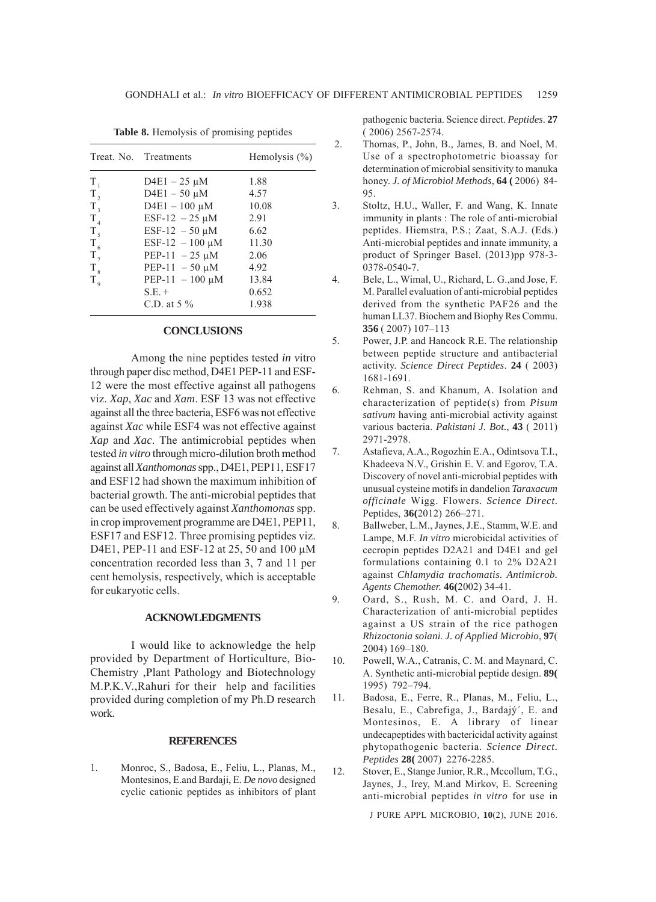**Table 8.** Hemolysis of promising peptides

| Treat. No. | Treatments | Hemolysis (%) |
|---|---|---|
| $T_1$ | D4E1 – 25 µM | 1.88 |
| $T_2$ | D4E1 – 50 µM | 4.57 |
| $T_3$ | D4E1 – 100 µM | 10.08 |
| $T_4$ | ESF-12 – 25 µM | 2.91 |
| $T_5$ | ESF-12 – 50 µM | 6.62 |
| $T_6$ | ESF-12 – 100 µM | 11.30 |
| $T_7$ | PEP-11 – 25 µM | 2.06 |
| $T_8$ | PEP-11 – 50 µM | 4.92 |
| $T_9$ | PEP-11 – 100 µM | 13.84 |
| | S.E. + | 0.652 |
| | C.D. at 5 % | 1.938 |

## CONCLUSIONS

Among the nine peptides tested *in v*itro through paper disc method, D4E1 PEP-11 and ESF-12 were the most effective against all pathogens viz. *Xap*, *Xac* and *Xam*. ESF 13 was not effective against all the three bacteria, ESF6 was not effective against *Xac* while ESF4 was not effective against *Xap* and *Xac*. The antimicrobial peptides when tested *in vitro* through micro-dilution broth method against all *Xanthomonas* spp., D4E1, PEP11, ESF17 and ESF12 had shown the maximum inhibition of bacterial growth. The anti-microbial peptides that can be used effectively against *Xanthomonas* spp. in crop improvement programme are D4E1, PEP11, ESF17 and ESF12. Three promising peptides viz. D4E1, PEP-11 and ESF-12 at 25, 50 and 100 µM concentration recorded less than 3, 7 and 11 per cent hemolysis, respectively, which is acceptable for eukaryotic cells.

## ACKNOWLEDGMENTS

I would like to acknowledge the help provided by Department of Horticulture, Bio-Chemistry ,Plant Pathology and Biotechnology M.P.K.V.,Rahuri for their help and facilities provided during completion of my Ph.D research work.

## REFERENCES

1. Monroc, S., Badosa, E., Feliu, L., Planas, M., Montesinos, E.and Bardaji, E. *De novo* designed cyclic cationic peptides as inhibitors of plant pathogenic bacteria. Science direct. *Peptides*. **27** ( 2006) 2567-2574.
2. Thomas, P., John, B., James, B. and Noel, M. Use of a spectrophotometric bioassay for determination of microbial sensitivity to manuka honey. *J. of Microbiol Methods*, **64 (** 2006) 84-95.
3. Stoltz, H.U., Waller, F. and Wang, K. Innate immunity in plants : The role of anti-microbial peptides. Hiemstra, P.S.; Zaat, S.A.J. (Eds.) Anti-microbial peptides and innate immunity, a product of Springer Basel. (2013)pp 978-3-0378-0540-7.
4. Bele, L., Wimal, U., Richard, L. G.,and Jose, F. M. Parallel evaluation of anti-microbial peptides derived from the synthetic PAF26 and the human LL37. Biochem and Biophy Res Commu. **356** ( 2007) 107–113
5. Power, J.P. and Hancock R.E. The relationship between peptide structure and antibacterial activity. *Science Direct Peptides*. **24** ( 2003) 1681-1691.
6. Rehman, S. and Khanum, A. Isolation and characterization of peptide(s) from *Pisum sativum* having anti-microbial activity against various bacteria. *Pakistani J. Bot*., **43** ( 2011) 2971-2978.
7. Astafieva, A.A., Rogozhin E.A., Odintsova T.I., Khadeeva N.V., Grishin E. V. and Egorov, T.A. Discovery of novel anti-microbial peptides with unusual cysteine motifs in dandelion *Taraxacum officinale* Wigg. Flowers. *Science Direct*. Peptides, **36(**2012) 266–271.
8. Ballweber, L.M., Jaynes, J.E., Stamm, W.E. and Lampe, M.F. *In vitro* microbicidal activities of cecropin peptides D2A21 and D4E1 and gel formulations containing 0.1 to 2% D2A21 against *Chlamydia trachomatis. Antimicrob. Agents Chemother.* **46(**2002) 34-41.
9. Oard, S., Rush, M. C. and Oard, J. H. Characterization of anti-microbial peptides against a US strain of the rice pathogen *Rhizoctonia solani. J. of Applied Microbio*, **97**( 2004) 169–180.
10. Powell, W.A., Catranis, C. M. and Maynard, C. A. Synthetic anti-microbial peptide design. **89(** 1995) 792–794.
11. Badosa, E., Ferre, R., Planas, M., Feliu, L., Besalu, E., Cabrefiga, J., Bardajý´, E. and Montesinos, E. A library of linear undecapeptides with bactericidal activity against phytopathogenic bacteria. *Science Direct. Peptides* **28(** 2007) 2276-2285.
12. Stover, E., Stange Junior, R.R., Mccollum, T.G., Jaynes, J., Irey, M.and Mirkov, E. Screening anti-microbial peptides *in vitro* for use in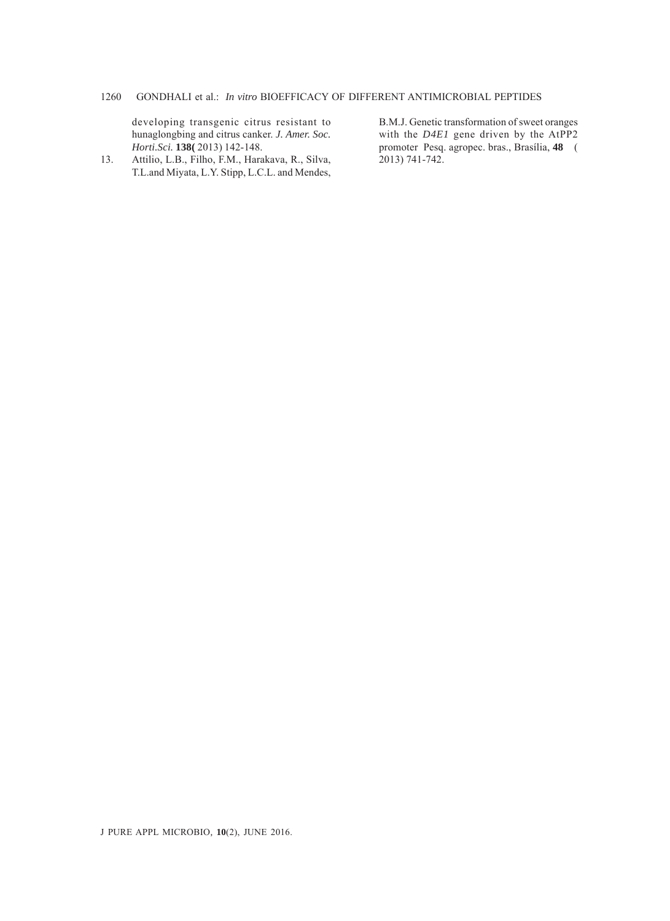developing transgenic citrus resistant to hunaglongbing and citrus canker. *J. Amer. Soc. Horti.Sci.* **138(** 2013) 142-148.

13. Attilio, L.B., Filho, F.M., Harakava, R., Silva, T.L.and Miyata, L.Y. Stipp, L.C.L. and Mendes, B.M.J. Genetic transformation of sweet oranges with the *D4E1* gene driven by the AtPP2 promoter Pesq. agropec. bras., Brasília, **48** ( 2013) 741-742.